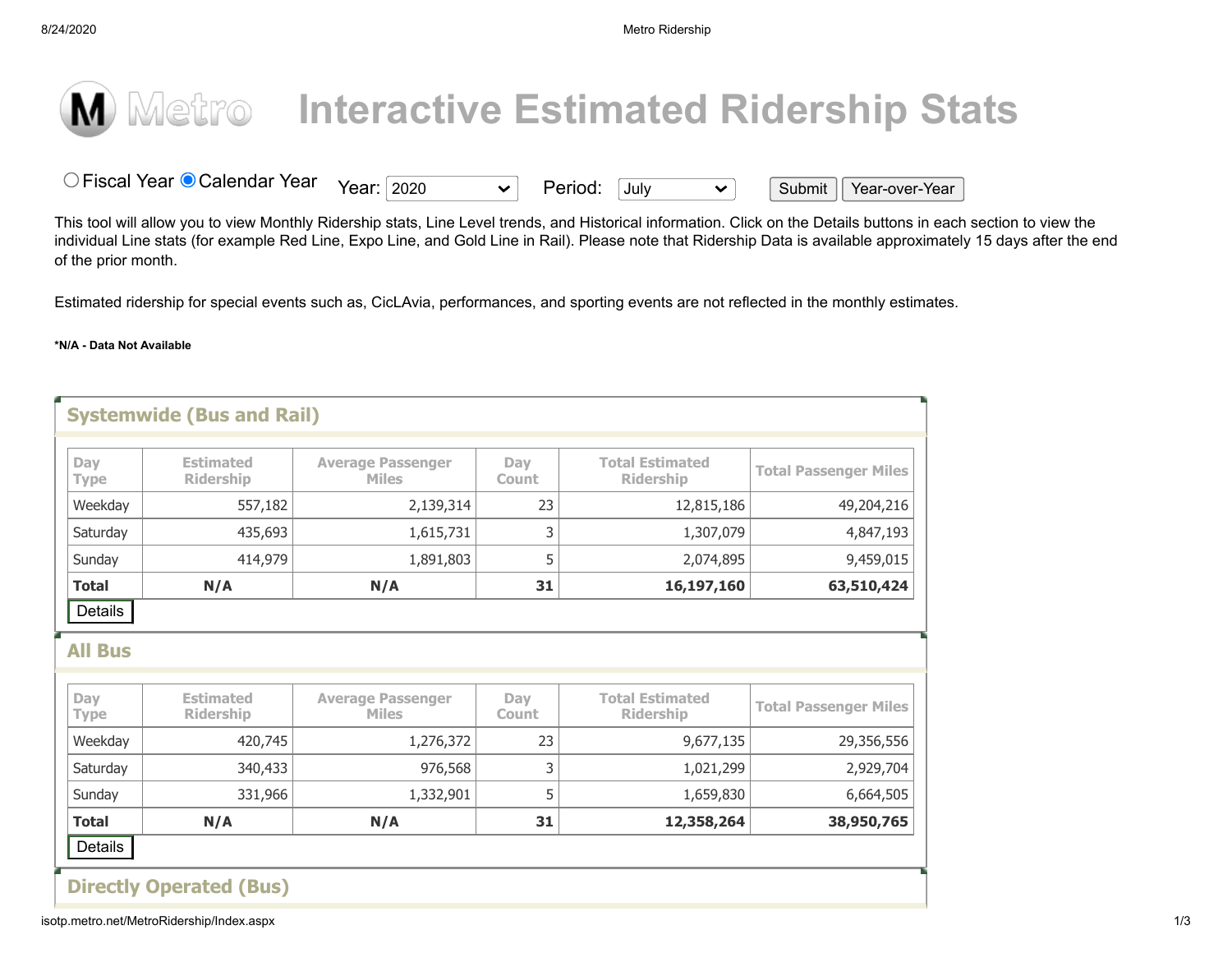# Interactive Estimated Ridership Stats

○ Fiscal Year ● Calendar Year   Year: 2020   Period: July   Submit   Year-over-Year

This tool will allow you to view Monthly Ridership stats, Line Level trends, and Historical information. Click on the Details buttons in each section to view the individual Line stats (for example Red Line, Expo Line, and Gold Line in Rail). Please note that Ridership Data is available approximately 15 days after the end of the prior month.

Estimated ridership for special events such as, CicLAvia, performances, and sporting events are not reflected in the monthly estimates.

**\*N/A - Data Not Available**

## Systemwide (Bus and Rail)

| Day Type | Estimated Ridership | Average Passenger Miles | Day Count | Total Estimated Ridership | Total Passenger Miles |
|---|---|---|---|---|---|
| Weekday | 557,182 | 2,139,314 | 23 | 12,815,186 | 49,204,216 |
| Saturday | 435,693 | 1,615,731 | 3 | 1,307,079 | 4,847,193 |
| Sunday | 414,979 | 1,891,803 | 5 | 2,074,895 | 9,459,015 |
| **Total** | **N/A** | **N/A** | **31** | **16,197,160** | **63,510,424** |

Details

## All Bus

| Day Type | Estimated Ridership | Average Passenger Miles | Day Count | Total Estimated Ridership | Total Passenger Miles |
|---|---|---|---|---|---|
| Weekday | 420,745 | 1,276,372 | 23 | 9,677,135 | 29,356,556 |
| Saturday | 340,433 | 976,568 | 3 | 1,021,299 | 2,929,704 |
| Sunday | 331,966 | 1,332,901 | 5 | 1,659,830 | 6,664,505 |
| **Total** | **N/A** | **N/A** | **31** | **12,358,264** | **38,950,765** |

Details

## Directly Operated (Bus)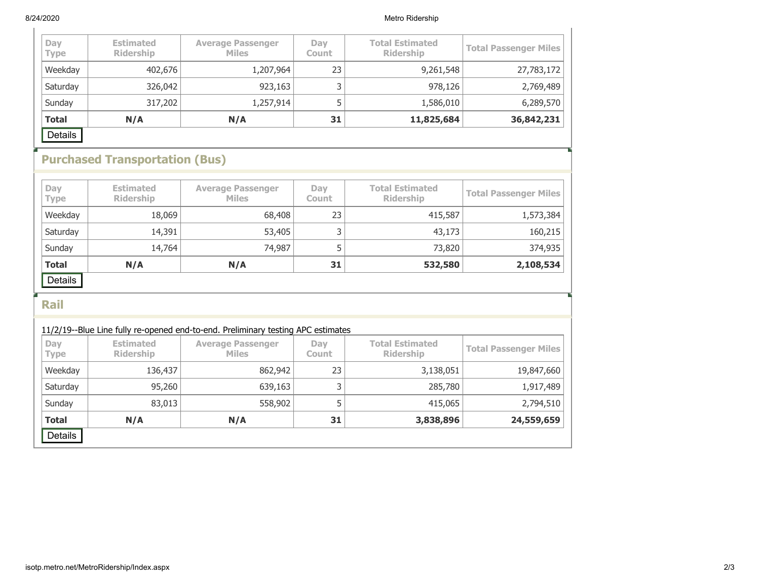| Day Type | Estimated Ridership | Average Passenger Miles | Day Count | Total Estimated Ridership | Total Passenger Miles |
|---|---|---|---|---|---|
| Weekday | 402,676 | 1,207,964 | 23 | 9,261,548 | 27,783,172 |
| Saturday | 326,042 | 923,163 | 3 | 978,126 | 2,769,489 |
| Sunday | 317,202 | 1,257,914 | 5 | 1,586,010 | 6,289,570 |
| **Total** | **N/A** | **N/A** | **31** | **11,825,684** | **36,842,231** |

Details

## Purchased Transportation (Bus)

| Day Type | Estimated Ridership | Average Passenger Miles | Day Count | Total Estimated Ridership | Total Passenger Miles |
|---|---|---|---|---|---|
| Weekday | 18,069 | 68,408 | 23 | 415,587 | 1,573,384 |
| Saturday | 14,391 | 53,405 | 3 | 43,173 | 160,215 |
| Sunday | 14,764 | 74,987 | 5 | 73,820 | 374,935 |
| **Total** | **N/A** | **N/A** | **31** | **532,580** | **2,108,534** |

Details

## Rail

11/2/19--Blue Line fully re-opened end-to-end. Preliminary testing APC estimates

| Day Type | Estimated Ridership | Average Passenger Miles | Day Count | Total Estimated Ridership | Total Passenger Miles |
|---|---|---|---|---|---|
| Weekday | 136,437 | 862,942 | 23 | 3,138,051 | 19,847,660 |
| Saturday | 95,260 | 639,163 | 3 | 285,780 | 1,917,489 |
| Sunday | 83,013 | 558,902 | 5 | 415,065 | 2,794,510 |
| **Total** | **N/A** | **N/A** | **31** | **3,838,896** | **24,559,659** |

Details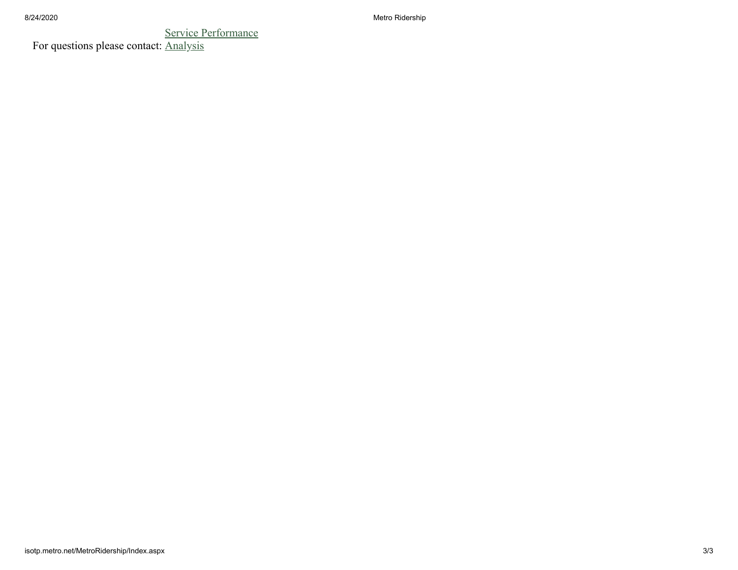Service Performance

For questions please contact: Analysis